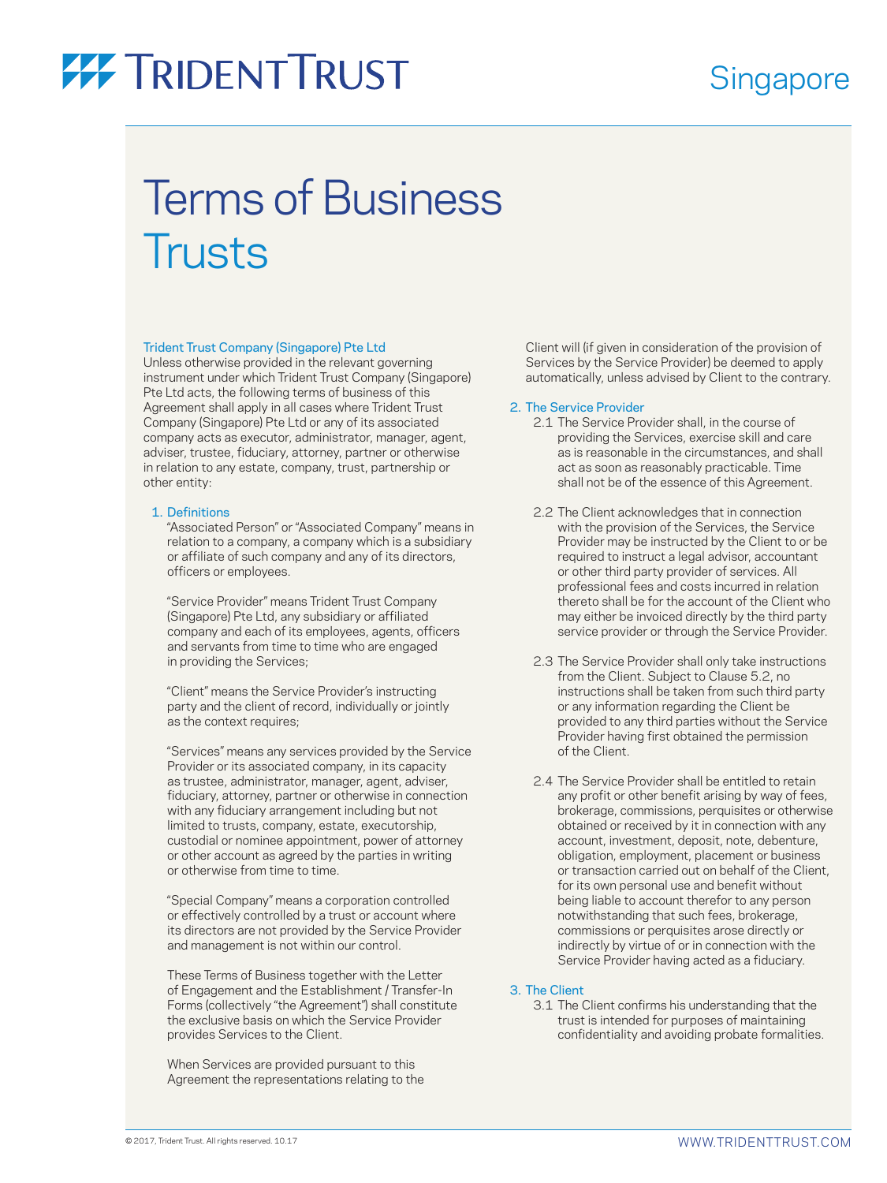# TRIDENT TRUST

Singapore

# Terms of Business
# Trusts

### Trident Trust Company (Singapore) Pte Ltd

Unless otherwise provided in the relevant governing instrument under which Trident Trust Company (Singapore) Pte Ltd acts, the following terms of business of this Agreement shall apply in all cases where Trident Trust Company (Singapore) Pte Ltd or any of its associated company acts as executor, administrator, manager, agent, adviser, trustee, fiduciary, attorney, partner or otherwise in relation to any estate, company, trust, partnership or other entity:

### 1. Definitions

"Associated Person" or "Associated Company" means in relation to a company, a company which is a subsidiary or affiliate of such company and any of its directors, officers or employees.

"Service Provider" means Trident Trust Company (Singapore) Pte Ltd, any subsidiary or affiliated company and each of its employees, agents, officers and servants from time to time who are engaged in providing the Services;

"Client" means the Service Provider's instructing party and the client of record, individually or jointly as the context requires;

"Services" means any services provided by the Service Provider or its associated company, in its capacity as trustee, administrator, manager, agent, adviser, fiduciary, attorney, partner or otherwise in connection with any fiduciary arrangement including but not limited to trusts, company, estate, executorship, custodial or nominee appointment, power of attorney or other account as agreed by the parties in writing or otherwise from time to time.

"Special Company" means a corporation controlled or effectively controlled by a trust or account where its directors are not provided by the Service Provider and management is not within our control.

These Terms of Business together with the Letter of Engagement and the Establishment / Transfer-In Forms (collectively "the Agreement") shall constitute the exclusive basis on which the Service Provider provides Services to the Client.

When Services are provided pursuant to this Agreement the representations relating to the Client will (if given in consideration of the provision of Services by the Service Provider) be deemed to apply automatically, unless advised by Client to the contrary.

### 2. The Service Provider

2.1 The Service Provider shall, in the course of providing the Services, exercise skill and care as is reasonable in the circumstances, and shall act as soon as reasonably practicable. Time shall not be of the essence of this Agreement.

2.2 The Client acknowledges that in connection with the provision of the Services, the Service Provider may be instructed by the Client to or be required to instruct a legal advisor, accountant or other third party provider of services. All professional fees and costs incurred in relation thereto shall be for the account of the Client who may either be invoiced directly by the third party service provider or through the Service Provider.

2.3 The Service Provider shall only take instructions from the Client. Subject to Clause 5.2, no instructions shall be taken from such third party or any information regarding the Client be provided to any third parties without the Service Provider having first obtained the permission of the Client.

2.4 The Service Provider shall be entitled to retain any profit or other benefit arising by way of fees, brokerage, commissions, perquisites or otherwise obtained or received by it in connection with any account, investment, deposit, note, debenture, obligation, employment, placement or business or transaction carried out on behalf of the Client, for its own personal use and benefit without being liable to account therefor to any person notwithstanding that such fees, brokerage, commissions or perquisites arose directly or indirectly by virtue of or in connection with the Service Provider having acted as a fiduciary.

### 3. The Client

3.1 The Client confirms his understanding that the trust is intended for purposes of maintaining confidentiality and avoiding probate formalities.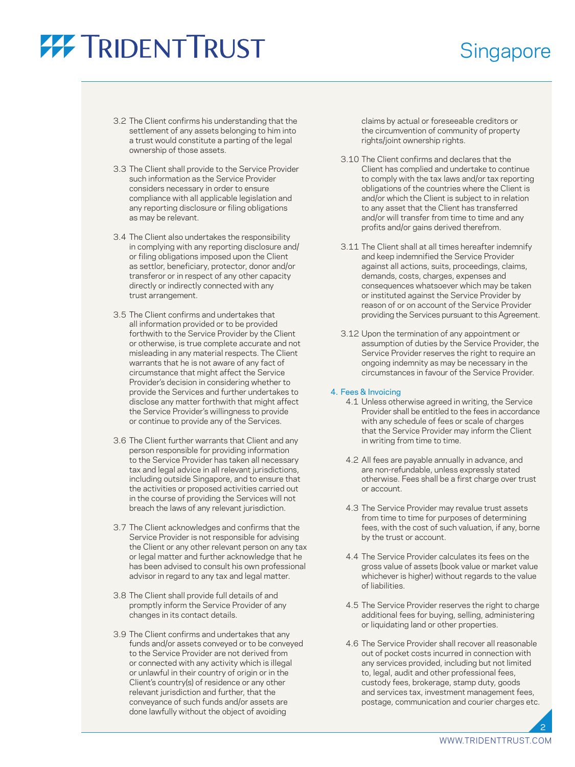3.2 The Client confirms his understanding that the settlement of any assets belonging to him into a trust would constitute a parting of the legal ownership of those assets.

3.3 The Client shall provide to the Service Provider such information as the Service Provider considers necessary in order to ensure compliance with all applicable legislation and any reporting disclosure or filing obligations as may be relevant.

3.4 The Client also undertakes the responsibility in complying with any reporting disclosure and/or filing obligations imposed upon the Client as settlor, beneficiary, protector, donor and/or transferor or in respect of any other capacity directly or indirectly connected with any trust arrangement.

3.5 The Client confirms and undertakes that all information provided or to be provided forthwith to the Service Provider by the Client or otherwise, is true complete accurate and not misleading in any material respects. The Client warrants that he is not aware of any fact of circumstance that might affect the Service Provider's decision in considering whether to provide the Services and further undertakes to disclose any matter forthwith that might affect the Service Provider's willingness to provide or continue to provide any of the Services.

3.6 The Client further warrants that Client and any person responsible for providing information to the Service Provider has taken all necessary tax and legal advice in all relevant jurisdictions, including outside Singapore, and to ensure that the activities or proposed activities carried out in the course of providing the Services will not breach the laws of any relevant jurisdiction.

3.7 The Client acknowledges and confirms that the Service Provider is not responsible for advising the Client or any other relevant person on any tax or legal matter and further acknowledge that he has been advised to consult his own professional advisor in regard to any tax and legal matter.

3.8 The Client shall provide full details of and promptly inform the Service Provider of any changes in its contact details.

3.9 The Client confirms and undertakes that any funds and/or assets conveyed or to be conveyed to the Service Provider are not derived from or connected with any activity which is illegal or unlawful in their country of origin or in the Client's country(s) of residence or any other relevant jurisdiction and further, that the conveyance of such funds and/or assets are done lawfully without the object of avoiding claims by actual or foreseeable creditors or the circumvention of community of property rights/joint ownership rights.

3.10 The Client confirms and declares that the Client has complied and undertake to continue to comply with the tax laws and/or tax reporting obligations of the countries where the Client is and/or which the Client is subject to in relation to any asset that the Client has transferred and/or will transfer from time to time and any profits and/or gains derived therefrom.

3.11 The Client shall at all times hereafter indemnify and keep indemnified the Service Provider against all actions, suits, proceedings, claims, demands, costs, charges, expenses and consequences whatsoever which may be taken or instituted against the Service Provider by reason of or on account of the Service Provider providing the Services pursuant to this Agreement.

3.12 Upon the termination of any appointment or assumption of duties by the Service Provider, the Service Provider reserves the right to require an ongoing indemnity as may be necessary in the circumstances in favour of the Service Provider.

## 4. Fees & Invoicing

4.1 Unless otherwise agreed in writing, the Service Provider shall be entitled to the fees in accordance with any schedule of fees or scale of charges that the Service Provider may inform the Client in writing from time to time.

4.2 All fees are payable annually in advance, and are non-refundable, unless expressly stated otherwise. Fees shall be a first charge over trust or account.

4.3 The Service Provider may revalue trust assets from time to time for purposes of determining fees, with the cost of such valuation, if any, borne by the trust or account.

4.4 The Service Provider calculates its fees on the gross value of assets (book value or market value whichever is higher) without regards to the value of liabilities.

4.5 The Service Provider reserves the right to charge additional fees for buying, selling, administering or liquidating land or other properties.

4.6 The Service Provider shall recover all reasonable out of pocket costs incurred in connection with any services provided, including but not limited to, legal, audit and other professional fees, custody fees, brokerage, stamp duty, goods and services tax, investment management fees, postage, communication and courier charges etc.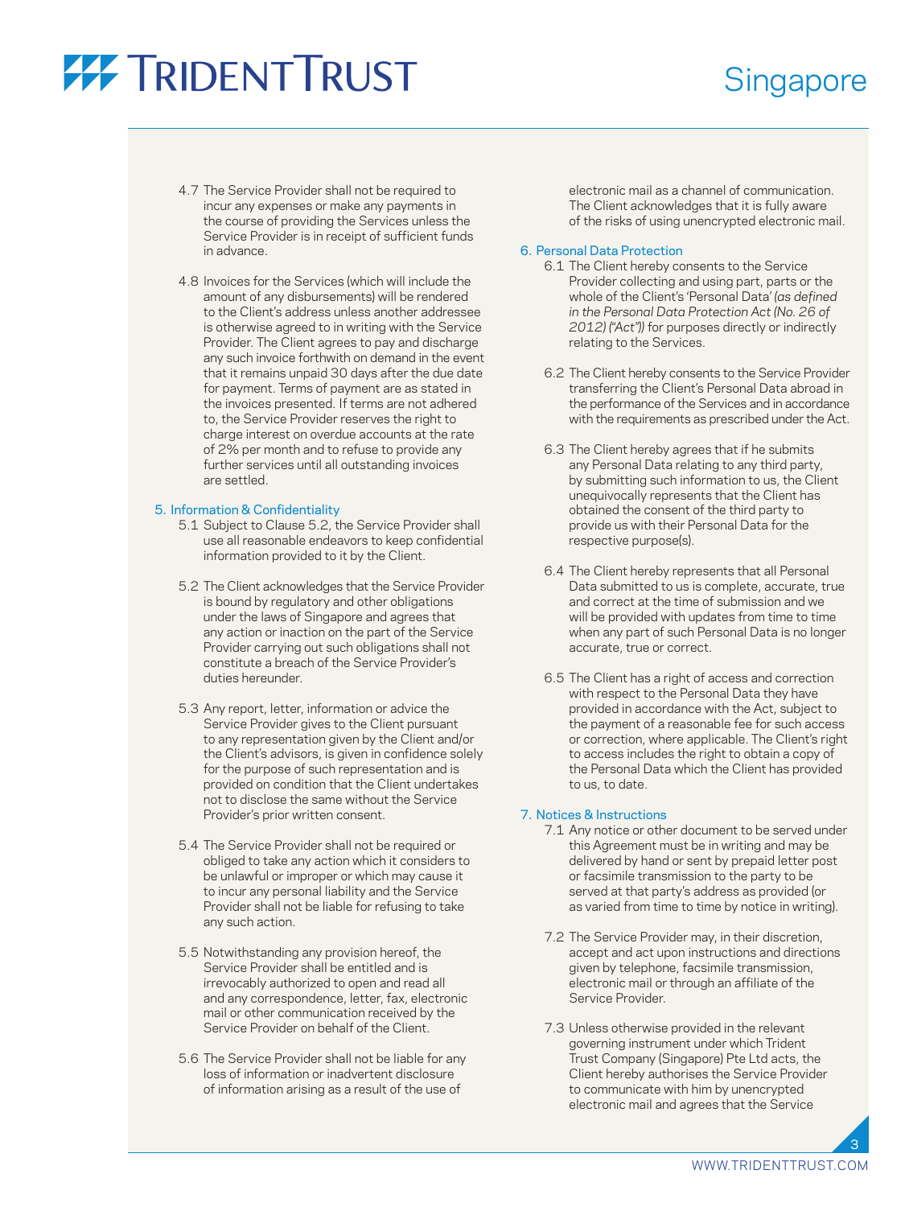4.7 The Service Provider shall not be required to incur any expenses or make any payments in the course of providing the Services unless the Service Provider is in receipt of sufficient funds in advance.

4.8 Invoices for the Services (which will include the amount of any disbursements) will be rendered to the Client's address unless another addressee is otherwise agreed to in writing with the Service Provider. The Client agrees to pay and discharge any such invoice forthwith on demand in the event that it remains unpaid 30 days after the due date for payment. Terms of payment are as stated in the invoices presented. If terms are not adhered to, the Service Provider reserves the right to charge interest on overdue accounts at the rate of 2% per month and to refuse to provide any further services until all outstanding invoices are settled.

## 5. Information & Confidentiality

5.1 Subject to Clause 5.2, the Service Provider shall use all reasonable endeavors to keep confidential information provided to it by the Client.

5.2 The Client acknowledges that the Service Provider is bound by regulatory and other obligations under the laws of Singapore and agrees that any action or inaction on the part of the Service Provider carrying out such obligations shall not constitute a breach of the Service Provider's duties hereunder.

5.3 Any report, letter, information or advice the Service Provider gives to the Client pursuant to any representation given by the Client and/or the Client's advisors, is given in confidence solely for the purpose of such representation and is provided on condition that the Client undertakes not to disclose the same without the Service Provider's prior written consent.

5.4 The Service Provider shall not be required or obliged to take any action which it considers to be unlawful or improper or which may cause it to incur any personal liability and the Service Provider shall not be liable for refusing to take any such action.

5.5 Notwithstanding any provision hereof, the Service Provider shall be entitled and is irrevocably authorized to open and read all and any correspondence, letter, fax, electronic mail or other communication received by the Service Provider on behalf of the Client.

5.6 The Service Provider shall not be liable for any loss of information or inadvertent disclosure of information arising as a result of the use of electronic mail as a channel of communication. The Client acknowledges that it is fully aware of the risks of using unencrypted electronic mail.

## 6. Personal Data Protection

6.1 The Client hereby consents to the Service Provider collecting and using part, parts or the whole of the Client's 'Personal Data' *(as defined in the Personal Data Protection Act (No. 26 of 2012) ("Act"))* for purposes directly or indirectly relating to the Services.

6.2 The Client hereby consents to the Service Provider transferring the Client's Personal Data abroad in the performance of the Services and in accordance with the requirements as prescribed under the Act.

6.3 The Client hereby agrees that if he submits any Personal Data relating to any third party, by submitting such information to us, the Client unequivocally represents that the Client has obtained the consent of the third party to provide us with their Personal Data for the respective purpose(s).

6.4 The Client hereby represents that all Personal Data submitted to us is complete, accurate, true and correct at the time of submission and we will be provided with updates from time to time when any part of such Personal Data is no longer accurate, true or correct.

6.5 The Client has a right of access and correction with respect to the Personal Data they have provided in accordance with the Act, subject to the payment of a reasonable fee for such access or correction, where applicable. The Client's right to access includes the right to obtain a copy of the Personal Data which the Client has provided to us, to date.

## 7. Notices & Instructions

7.1 Any notice or other document to be served under this Agreement must be in writing and may be delivered by hand or sent by prepaid letter post or facsimile transmission to the party to be served at that party's address as provided (or as varied from time to time by notice in writing).

7.2 The Service Provider may, in their discretion, accept and act upon instructions and directions given by telephone, facsimile transmission, electronic mail or through an affiliate of the Service Provider.

7.3 Unless otherwise provided in the relevant governing instrument under which Trident Trust Company (Singapore) Pte Ltd acts, the Client hereby authorises the Service Provider to communicate with him by unencrypted electronic mail and agrees that the Service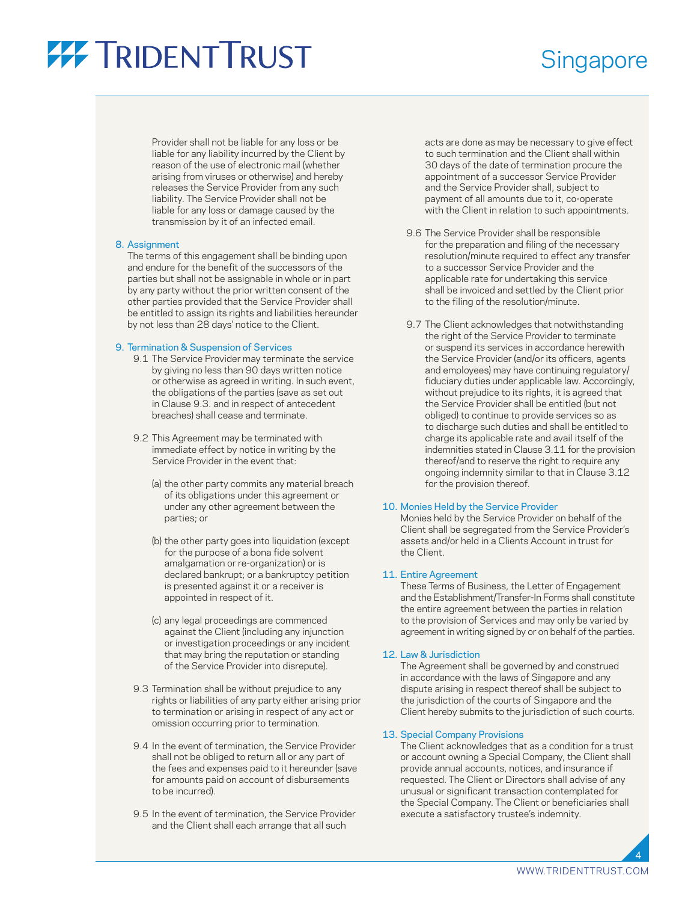Provider shall not be liable for any loss or be liable for any liability incurred by the Client by reason of the use of electronic mail (whether arising from viruses or otherwise) and hereby releases the Service Provider from any such liability. The Service Provider shall not be liable for any loss or damage caused by the transmission by it of an infected email.

8. Assignment

The terms of this engagement shall be binding upon and endure for the benefit of the successors of the parties but shall not be assignable in whole or in part by any party without the prior written consent of the other parties provided that the Service Provider shall be entitled to assign its rights and liabilities hereunder by not less than 28 days' notice to the Client.

9. Termination & Suspension of Services

9.1 The Service Provider may terminate the service by giving no less than 90 days written notice or otherwise as agreed in writing. In such event, the obligations of the parties (save as set out in Clause 9.3. and in respect of antecedent breaches) shall cease and terminate.

9.2 This Agreement may be terminated with immediate effect by notice in writing by the Service Provider in the event that:

(a) the other party commits any material breach of its obligations under this agreement or under any other agreement between the parties; or

(b) the other party goes into liquidation (except for the purpose of a bona fide solvent amalgamation or re-organization) or is declared bankrupt; or a bankruptcy petition is presented against it or a receiver is appointed in respect of it.

(c) any legal proceedings are commenced against the Client (including any injunction or investigation proceedings or any incident that may bring the reputation or standing of the Service Provider into disrepute).

9.3 Termination shall be without prejudice to any rights or liabilities of any party either arising prior to termination or arising in respect of any act or omission occurring prior to termination.

9.4 In the event of termination, the Service Provider shall not be obliged to return all or any part of the fees and expenses paid to it hereunder (save for amounts paid on account of disbursements to be incurred).

9.5 In the event of termination, the Service Provider and the Client shall each arrange that all such acts are done as may be necessary to give effect to such termination and the Client shall within 30 days of the date of termination procure the appointment of a successor Service Provider and the Service Provider shall, subject to payment of all amounts due to it, co-operate with the Client in relation to such appointments.

9.6 The Service Provider shall be responsible for the preparation and filing of the necessary resolution/minute required to effect any transfer to a successor Service Provider and the applicable rate for undertaking this service shall be invoiced and settled by the Client prior to the filing of the resolution/minute.

9.7 The Client acknowledges that notwithstanding the right of the Service Provider to terminate or suspend its services in accordance herewith the Service Provider (and/or its officers, agents and employees) may have continuing regulatory/fiduciary duties under applicable law. Accordingly, without prejudice to its rights, it is agreed that the Service Provider shall be entitled (but not obliged) to continue to provide services so as to discharge such duties and shall be entitled to charge its applicable rate and avail itself of the indemnities stated in Clause 3.11 for the provision thereof/and to reserve the right to require any ongoing indemnity similar to that in Clause 3.12 for the provision thereof.

10. Monies Held by the Service Provider

Monies held by the Service Provider on behalf of the Client shall be segregated from the Service Provider's assets and/or held in a Clients Account in trust for the Client.

11. Entire Agreement

These Terms of Business, the Letter of Engagement and the Establishment/Transfer-In Forms shall constitute the entire agreement between the parties in relation to the provision of Services and may only be varied by agreement in writing signed by or on behalf of the parties.

12. Law & Jurisdiction

The Agreement shall be governed by and construed in accordance with the laws of Singapore and any dispute arising in respect thereof shall be subject to the jurisdiction of the courts of Singapore and the Client hereby submits to the jurisdiction of such courts.

13. Special Company Provisions

The Client acknowledges that as a condition for a trust or account owning a Special Company, the Client shall provide annual accounts, notices, and insurance if requested. The Client or Directors shall advise of any unusual or significant transaction contemplated for the Special Company. The Client or beneficiaries shall execute a satisfactory trustee's indemnity.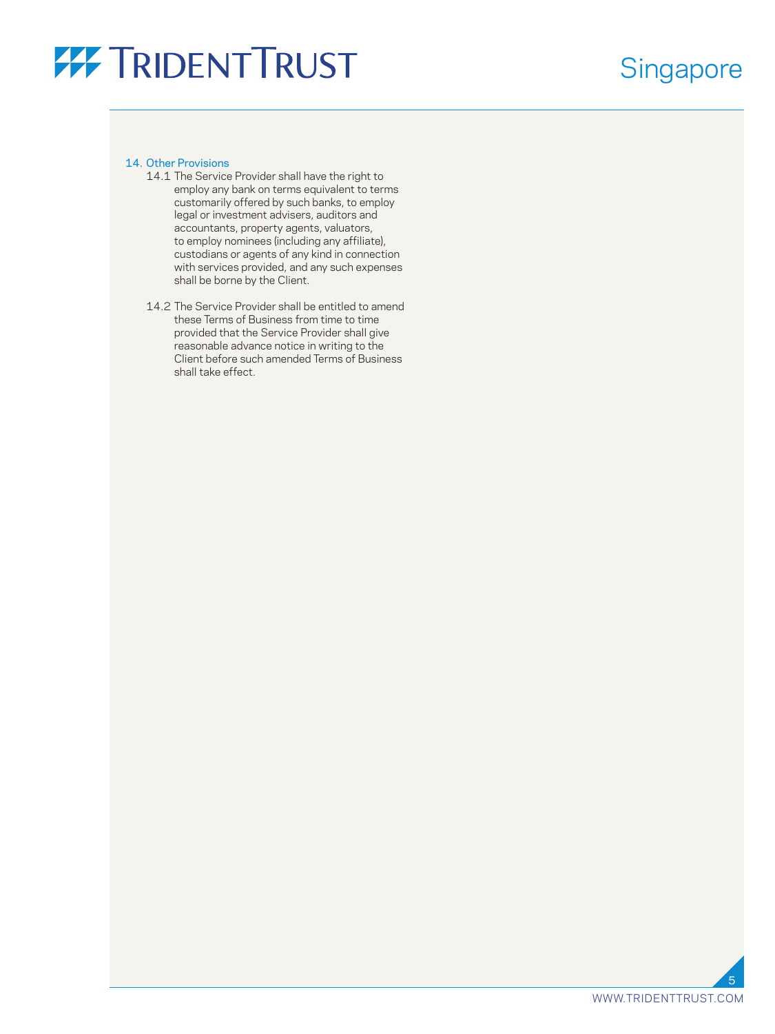## 14. Other Provisions

14.1 The Service Provider shall have the right to employ any bank on terms equivalent to terms customarily offered by such banks, to employ legal or investment advisers, auditors and accountants, property agents, valuators, to employ nominees (including any affiliate), custodians or agents of any kind in connection with services provided, and any such expenses shall be borne by the Client.

14.2 The Service Provider shall be entitled to amend these Terms of Business from time to time provided that the Service Provider shall give reasonable advance notice in writing to the Client before such amended Terms of Business shall take effect.